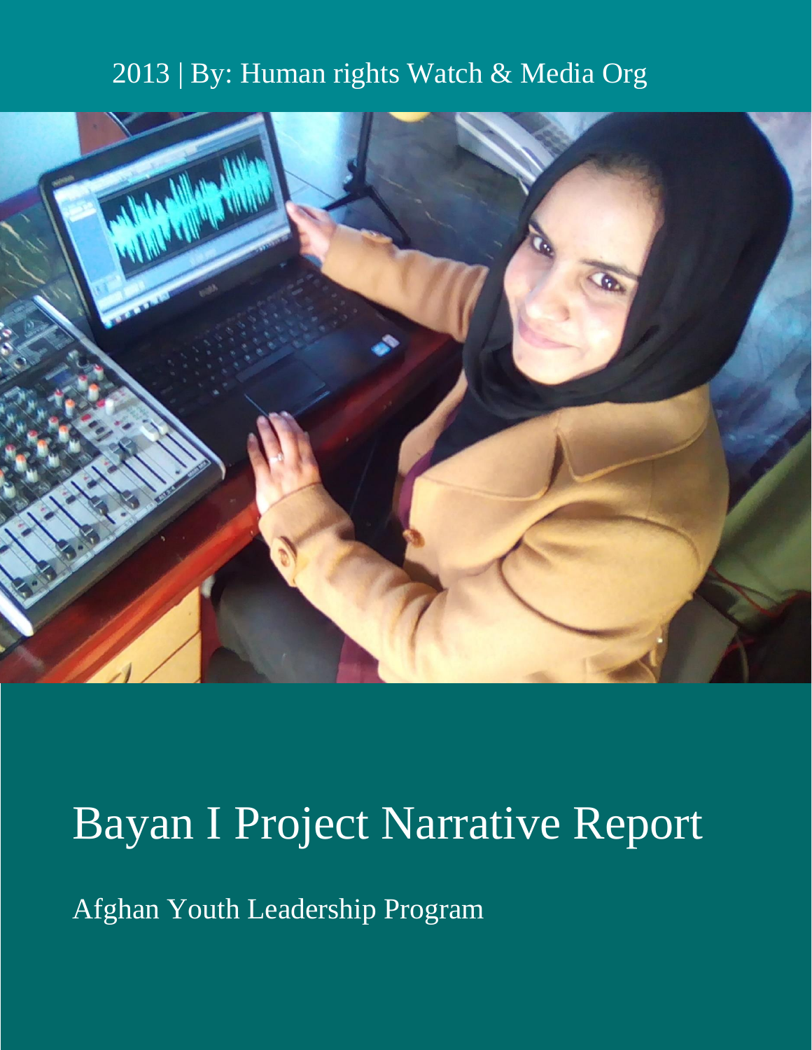2013 | By: Human rights Watch & Media Org

# Bayan I Project Narrative Report

Afghan Youth Leadership Program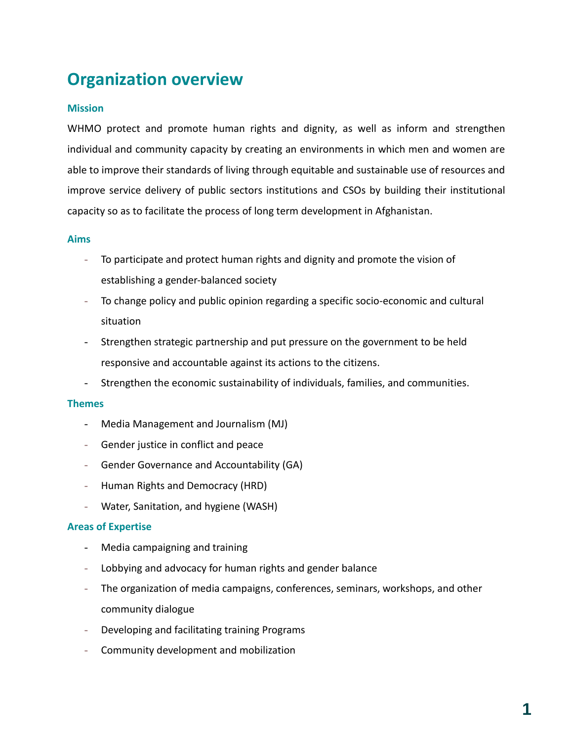# Organization overview

### Mission

WHMO protect and promote human rights and dignity, as well as inform and strengthen individual and community capacity by creating an environments in which men and women are able to improve their standards of living through equitable and sustainable use of resources and improve service delivery of public sectors institutions and CSOs by building their institutional capacity so as to facilitate the process of long term development in Afghanistan.

### Aims

- To participate and protect human rights and dignity and promote the vision of establishing a gender-balanced society
- To change policy and public opinion regarding a specific socio-economic and cultural situation
- Strengthen strategic partnership and put pressure on the government to be held responsive and accountable against its actions to the citizens.
- Strengthen the economic sustainability of individuals, families, and communities.

### Themes

- Media Management and Journalism (MJ)
- Gender justice in conflict and peace
- Gender Governance and Accountability (GA)
- Human Rights and Democracy (HRD)
- Water, Sanitation, and hygiene (WASH)

### Areas of Expertise

- Media campaigning and training
- Lobbying and advocacy for human rights and gender balance
- The organization of media campaigns, conferences, seminars, workshops, and other community dialogue
- Developing and facilitating training Programs
- Community development and mobilization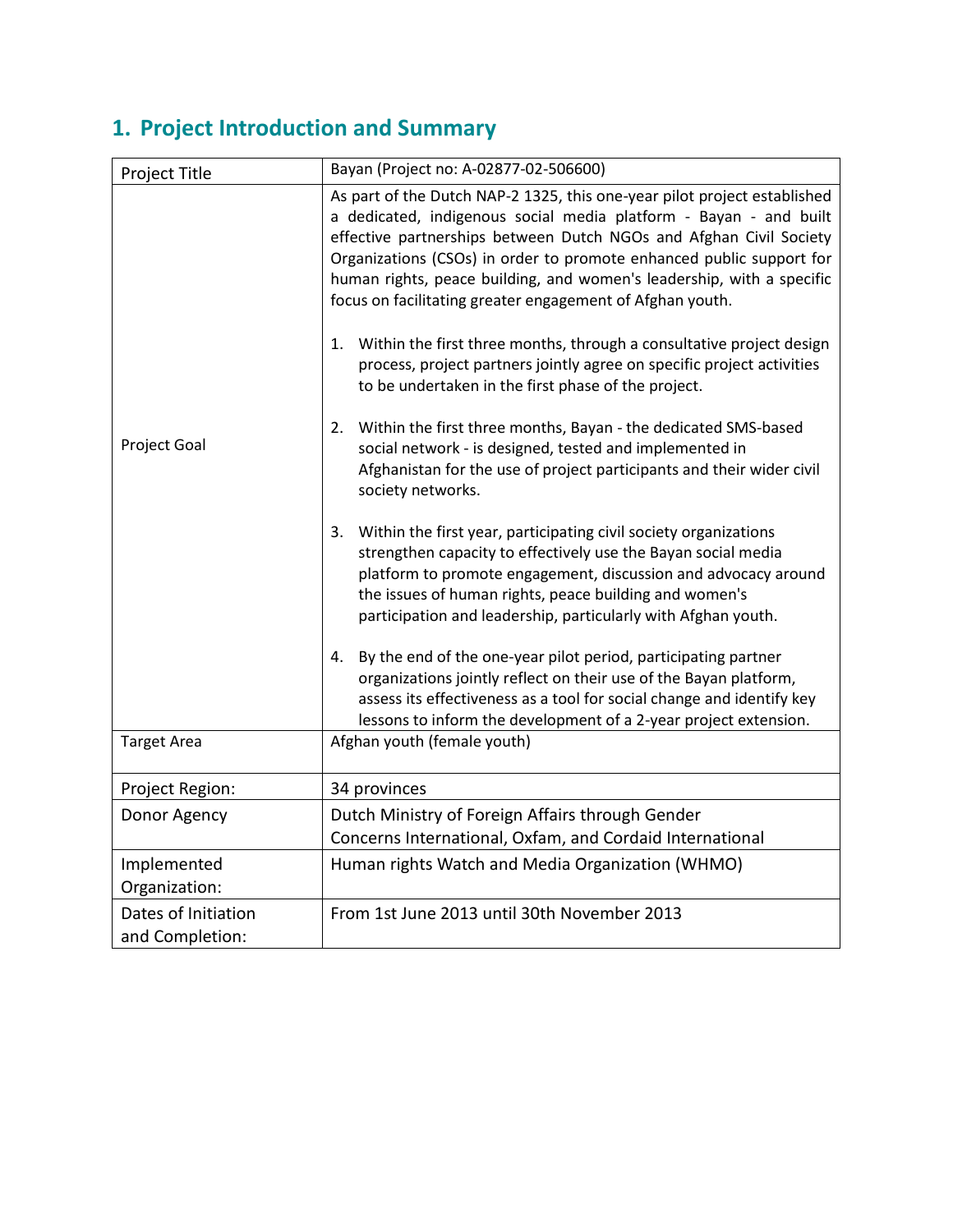## 1. Project Introduction and Summary

| Project Title | Bayan (Project no: A-02877-02-506600) |
|---|---|
| Project Goal | As part of the Dutch NAP-2 1325, this one-year pilot project established a dedicated, indigenous social media platform - Bayan - and built effective partnerships between Dutch NGOs and Afghan Civil Society Organizations (CSOs) in order to promote enhanced public support for human rights, peace building, and women's leadership, with a specific focus on facilitating greater engagement of Afghan youth.<br><br>1. Within the first three months, through a consultative project design process, project partners jointly agree on specific project activities to be undertaken in the first phase of the project.<br><br>2. Within the first three months, Bayan - the dedicated SMS-based social network - is designed, tested and implemented in Afghanistan for the use of project participants and their wider civil society networks.<br><br>3. Within the first year, participating civil society organizations strengthen capacity to effectively use the Bayan social media platform to promote engagement, discussion and advocacy around the issues of human rights, peace building and women's participation and leadership, particularly with Afghan youth.<br><br>4. By the end of the one-year pilot period, participating partner organizations jointly reflect on their use of the Bayan platform, assess its effectiveness as a tool for social change and identify key lessons to inform the development of a 2-year project extension. |
| Target Area | Afghan youth (female youth) |
| Project Region: | 34 provinces |
| Donor Agency | Dutch Ministry of Foreign Affairs through Gender Concerns International, Oxfam, and Cordaid International |
| Implemented Organization: | Human rights Watch and Media Organization (WHMO) |
| Dates of Initiation and Completion: | From 1st June 2013 until 30th November 2013 |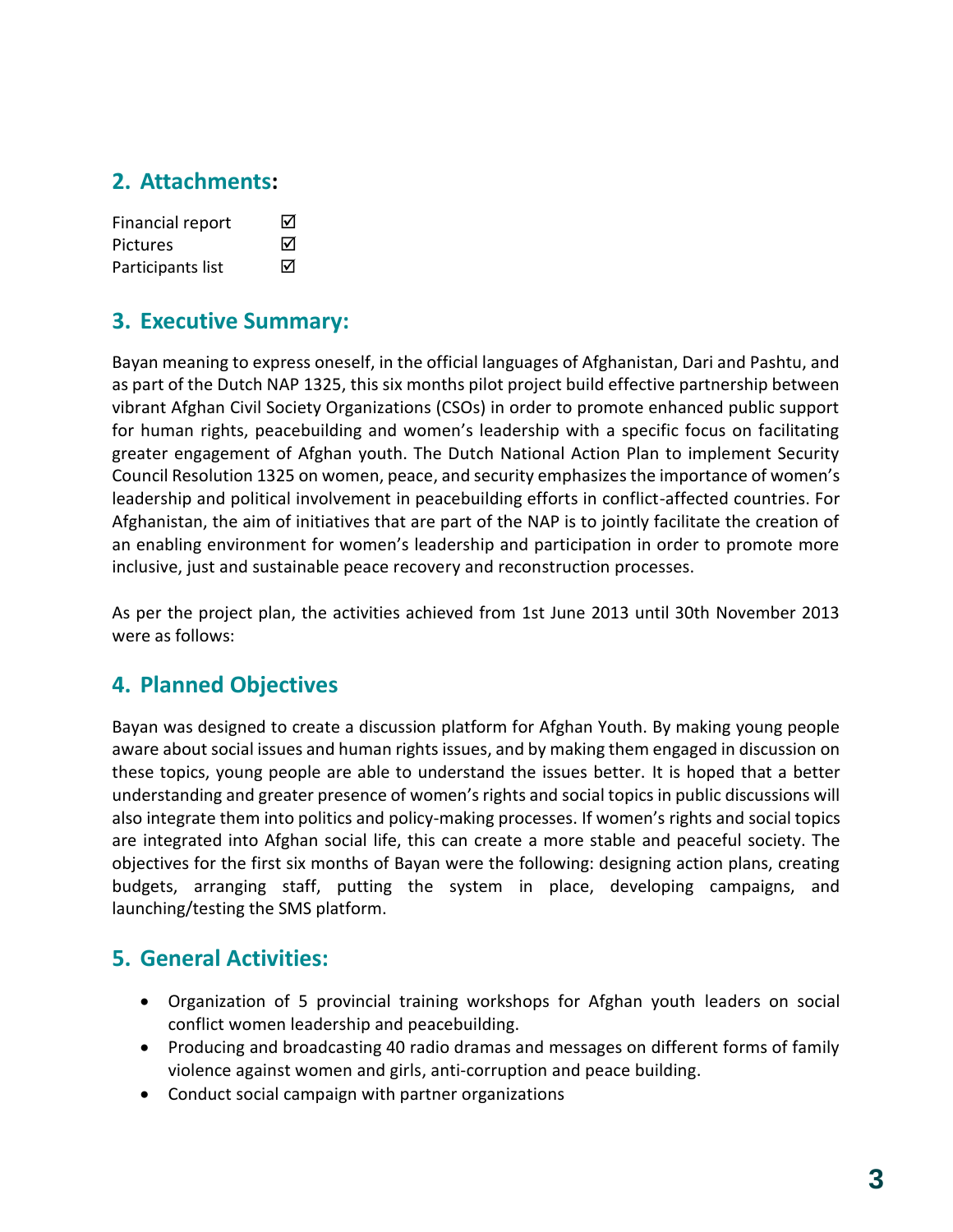## 2. Attachments:

Financial report ☑
Pictures ☑
Participants list ☑

## 3. Executive Summary:

Bayan meaning to express oneself, in the official languages of Afghanistan, Dari and Pashtu, and as part of the Dutch NAP 1325, this six months pilot project build effective partnership between vibrant Afghan Civil Society Organizations (CSOs) in order to promote enhanced public support for human rights, peacebuilding and women's leadership with a specific focus on facilitating greater engagement of Afghan youth. The Dutch National Action Plan to implement Security Council Resolution 1325 on women, peace, and security emphasizes the importance of women's leadership and political involvement in peacebuilding efforts in conflict-affected countries. For Afghanistan, the aim of initiatives that are part of the NAP is to jointly facilitate the creation of an enabling environment for women's leadership and participation in order to promote more inclusive, just and sustainable peace recovery and reconstruction processes.

As per the project plan, the activities achieved from 1st June 2013 until 30th November 2013 were as follows:

## 4. Planned Objectives

Bayan was designed to create a discussion platform for Afghan Youth. By making young people aware about social issues and human rights issues, and by making them engaged in discussion on these topics, young people are able to understand the issues better. It is hoped that a better understanding and greater presence of women's rights and social topics in public discussions will also integrate them into politics and policy-making processes. If women's rights and social topics are integrated into Afghan social life, this can create a more stable and peaceful society. The objectives for the first six months of Bayan were the following: designing action plans, creating budgets, arranging staff, putting the system in place, developing campaigns, and launching/testing the SMS platform.

## 5. General Activities:

- Organization of 5 provincial training workshops for Afghan youth leaders on social conflict women leadership and peacebuilding.
- Producing and broadcasting 40 radio dramas and messages on different forms of family violence against women and girls, anti-corruption and peace building.
- Conduct social campaign with partner organizations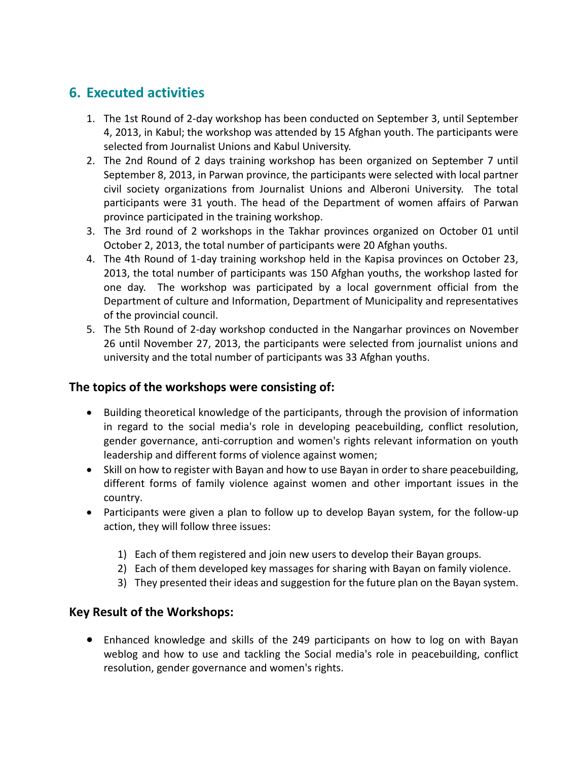## 6. Executed activities

1. The 1st Round of 2-day workshop has been conducted on September 3, until September 4, 2013, in Kabul; the workshop was attended by 15 Afghan youth. The participants were selected from Journalist Unions and Kabul University.
2. The 2nd Round of 2 days training workshop has been organized on September 7 until September 8, 2013, in Parwan province, the participants were selected with local partner civil society organizations from Journalist Unions and Alberoni University. The total participants were 31 youth. The head of the Department of women affairs of Parwan province participated in the training workshop.
3. The 3rd round of 2 workshops in the Takhar provinces organized on October 01 until October 2, 2013, the total number of participants were 20 Afghan youths.
4. The 4th Round of 1-day training workshop held in the Kapisa provinces on October 23, 2013, the total number of participants was 150 Afghan youths, the workshop lasted for one day. The workshop was participated by a local government official from the Department of culture and Information, Department of Municipality and representatives of the provincial council.
5. The 5th Round of 2-day workshop conducted in the Nangarhar provinces on November 26 until November 27, 2013, the participants were selected from journalist unions and university and the total number of participants was 33 Afghan youths.

### The topics of the workshops were consisting of:

- Building theoretical knowledge of the participants, through the provision of information in regard to the social media's role in developing peacebuilding, conflict resolution, gender governance, anti-corruption and women's rights relevant information on youth leadership and different forms of violence against women;
- Skill on how to register with Bayan and how to use Bayan in order to share peacebuilding, different forms of family violence against women and other important issues in the country.
- Participants were given a plan to follow up to develop Bayan system, for the follow-up action, they will follow three issues:
  1) Each of them registered and join new users to develop their Bayan groups.
  2) Each of them developed key massages for sharing with Bayan on family violence.
  3) They presented their ideas and suggestion for the future plan on the Bayan system.

### Key Result of the Workshops:

- Enhanced knowledge and skills of the 249 participants on how to log on with Bayan weblog and how to use and tackling the Social media's role in peacebuilding, conflict resolution, gender governance and women's rights.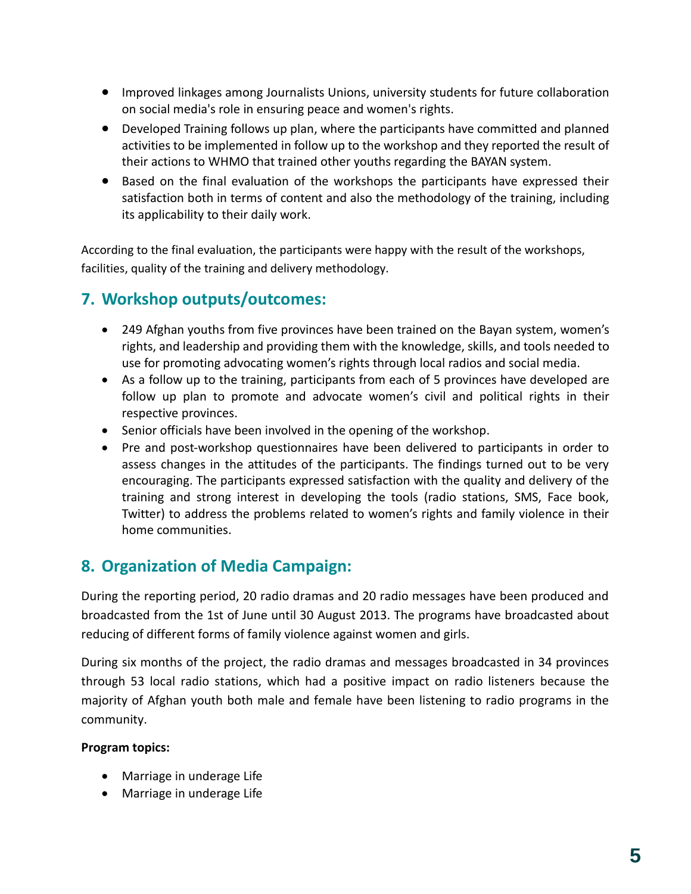- Improved linkages among Journalists Unions, university students for future collaboration on social media's role in ensuring peace and women's rights.
- Developed Training follows up plan, where the participants have committed and planned activities to be implemented in follow up to the workshop and they reported the result of their actions to WHMO that trained other youths regarding the BAYAN system.
- Based on the final evaluation of the workshops the participants have expressed their satisfaction both in terms of content and also the methodology of the training, including its applicability to their daily work.

According to the final evaluation, the participants were happy with the result of the workshops, facilities, quality of the training and delivery methodology.

## 7. Workshop outputs/outcomes:

- 249 Afghan youths from five provinces have been trained on the Bayan system, women's rights, and leadership and providing them with the knowledge, skills, and tools needed to use for promoting advocating women's rights through local radios and social media.
- As a follow up to the training, participants from each of 5 provinces have developed are follow up plan to promote and advocate women's civil and political rights in their respective provinces.
- Senior officials have been involved in the opening of the workshop.
- Pre and post-workshop questionnaires have been delivered to participants in order to assess changes in the attitudes of the participants. The findings turned out to be very encouraging. The participants expressed satisfaction with the quality and delivery of the training and strong interest in developing the tools (radio stations, SMS, Face book, Twitter) to address the problems related to women's rights and family violence in their home communities.

## 8. Organization of Media Campaign:

During the reporting period, 20 radio dramas and 20 radio messages have been produced and broadcasted from the 1st of June until 30 August 2013. The programs have broadcasted about reducing of different forms of family violence against women and girls.

During six months of the project, the radio dramas and messages broadcasted in 34 provinces through 53 local radio stations, which had a positive impact on radio listeners because the majority of Afghan youth both male and female have been listening to radio programs in the community.

**Program topics:**

- Marriage in underage Life
- Marriage in underage Life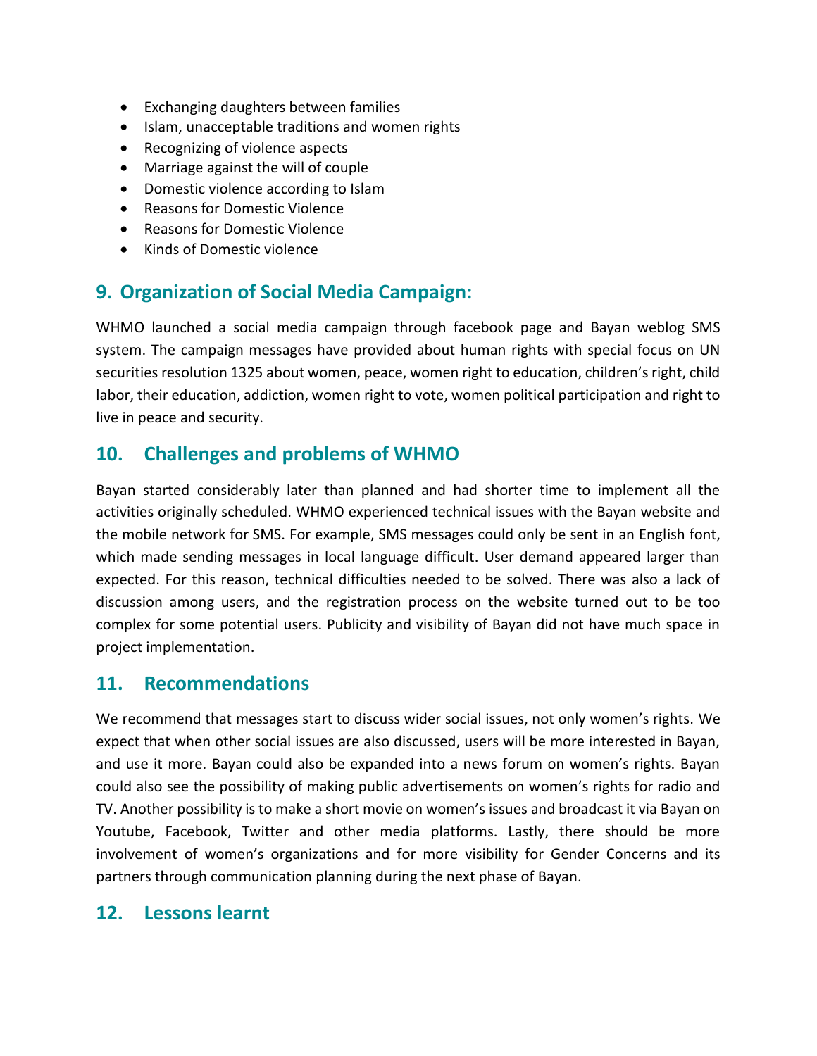- Exchanging daughters between families
- Islam, unacceptable traditions and women rights
- Recognizing of violence aspects
- Marriage against the will of couple
- Domestic violence according to Islam
- Reasons for Domestic Violence
- Reasons for Domestic Violence
- Kinds of Domestic violence

## 9. Organization of Social Media Campaign:

WHMO launched a social media campaign through facebook page and Bayan weblog SMS system. The campaign messages have provided about human rights with special focus on UN securities resolution 1325 about women, peace, women right to education, children's right, child labor, their education, addiction, women right to vote, women political participation and right to live in peace and security.

## 10. Challenges and problems of WHMO

Bayan started considerably later than planned and had shorter time to implement all the activities originally scheduled. WHMO experienced technical issues with the Bayan website and the mobile network for SMS. For example, SMS messages could only be sent in an English font, which made sending messages in local language difficult. User demand appeared larger than expected. For this reason, technical difficulties needed to be solved. There was also a lack of discussion among users, and the registration process on the website turned out to be too complex for some potential users. Publicity and visibility of Bayan did not have much space in project implementation.

## 11. Recommendations

We recommend that messages start to discuss wider social issues, not only women's rights. We expect that when other social issues are also discussed, users will be more interested in Bayan, and use it more. Bayan could also be expanded into a news forum on women's rights. Bayan could also see the possibility of making public advertisements on women's rights for radio and TV. Another possibility is to make a short movie on women's issues and broadcast it via Bayan on Youtube, Facebook, Twitter and other media platforms. Lastly, there should be more involvement of women's organizations and for more visibility for Gender Concerns and its partners through communication planning during the next phase of Bayan.

## 12. Lessons learnt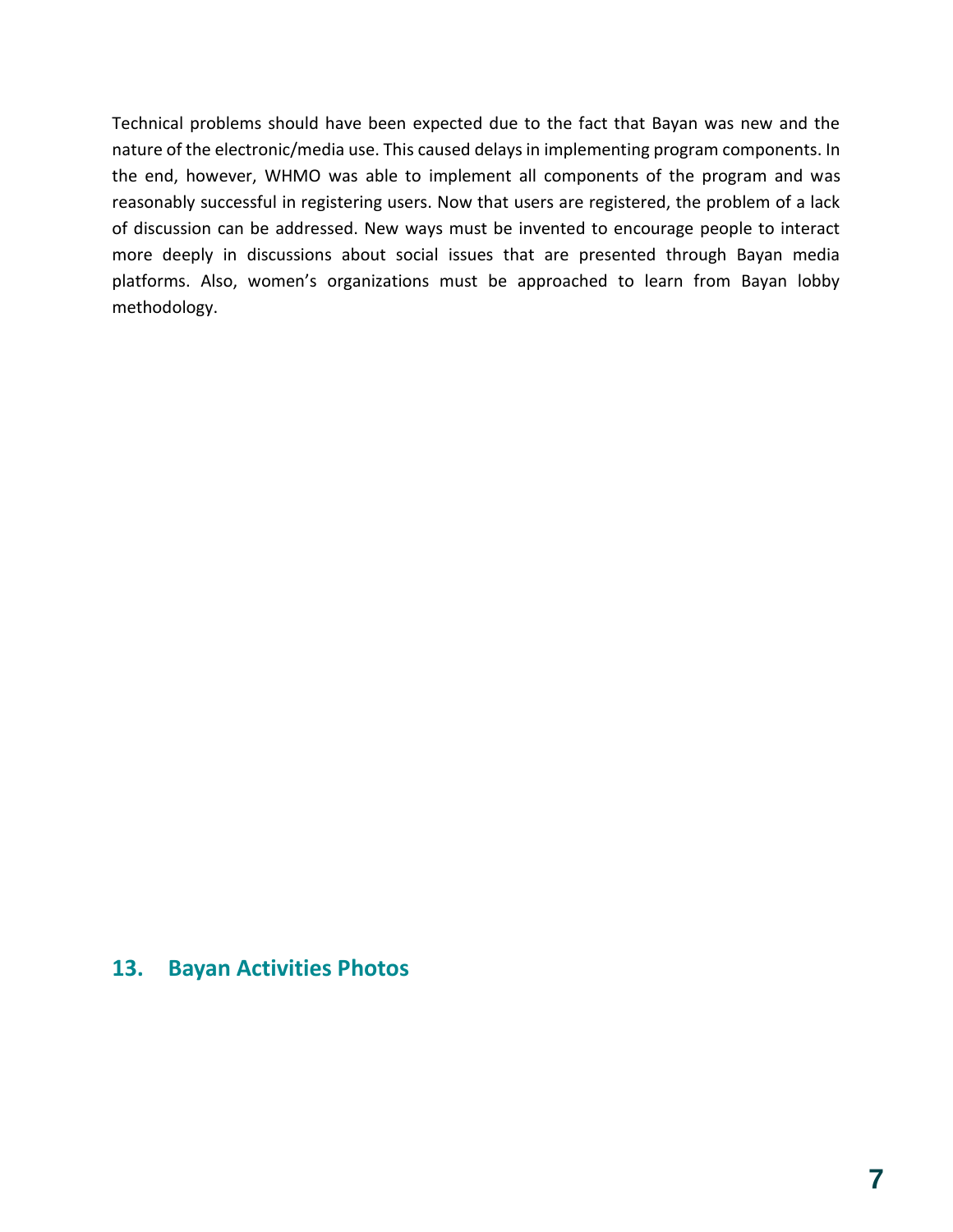Technical problems should have been expected due to the fact that Bayan was new and the nature of the electronic/media use. This caused delays in implementing program components. In the end, however, WHMO was able to implement all components of the program and was reasonably successful in registering users. Now that users are registered, the problem of a lack of discussion can be addressed. New ways must be invented to encourage people to interact more deeply in discussions about social issues that are presented through Bayan media platforms. Also, women's organizations must be approached to learn from Bayan lobby methodology.

## 13. Bayan Activities Photos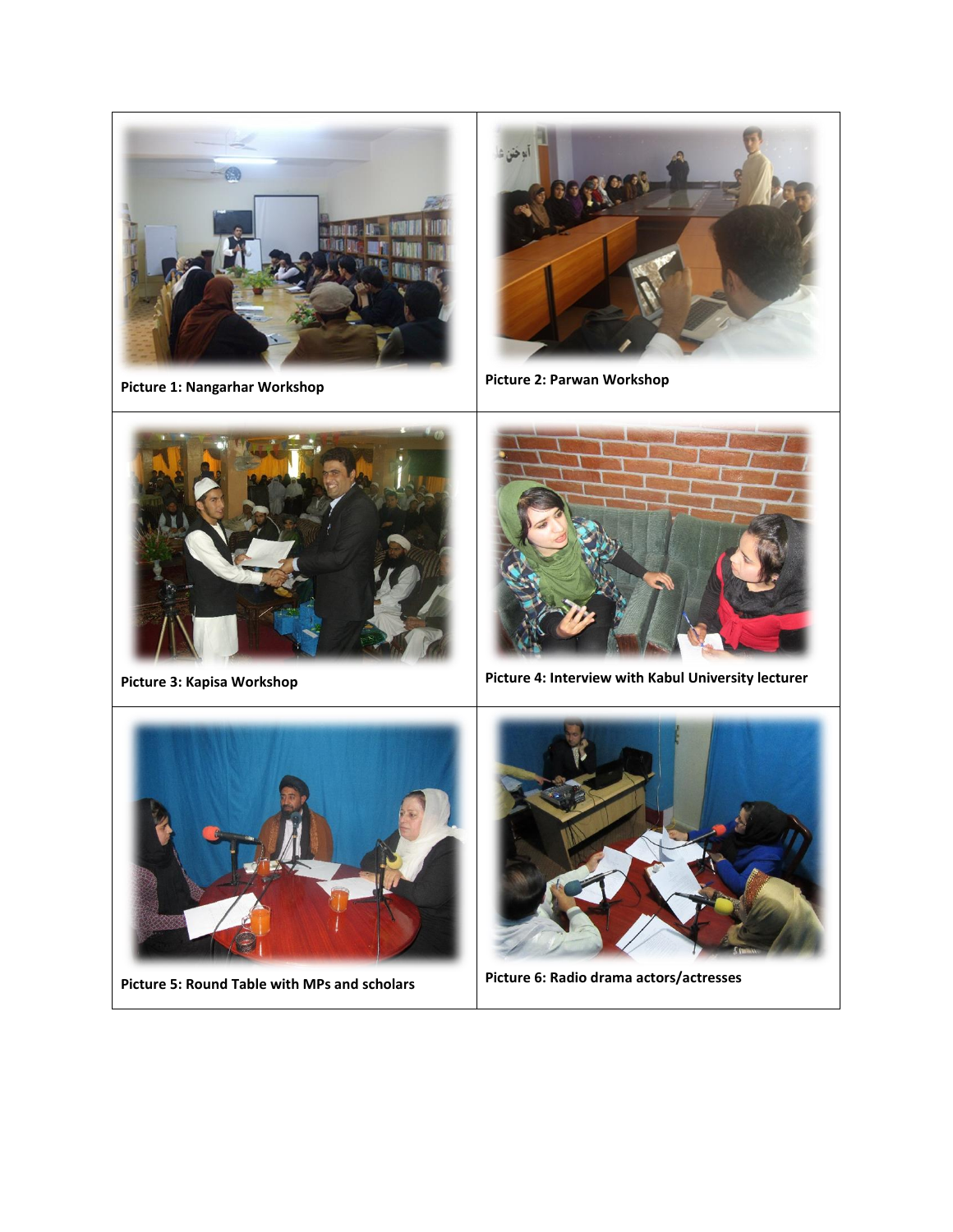Picture 1: Nangarhar Workshop

Picture 2: Parwan Workshop

Picture 3: Kapisa Workshop

Picture 4: Interview with Kabul University lecturer

Picture 5: Round Table with MPs and scholars

Picture 6: Radio drama actors/actresses